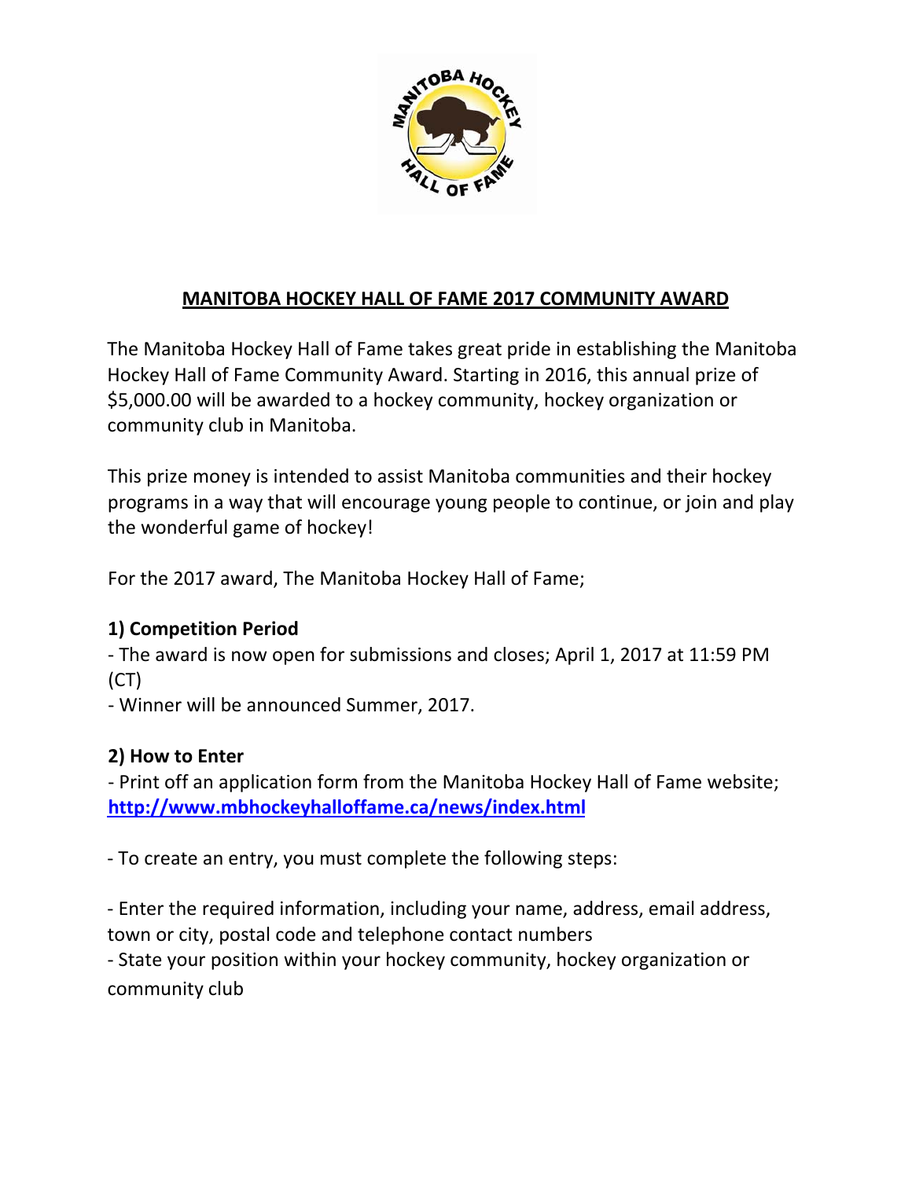# MANITOBA HOCKEY HALL OF FAME 2017 COMMUNITY AWARD

The Manitoba Hockey Hall of Fame takes great pride in establishing the Manitoba Hockey Hall of Fame Community Award. Starting in 2016, this annual prize of $5,000.00 will be awarded to a hockey community, hockey organization or community club in Manitoba.

This prize money is intended to assist Manitoba communities and their hockey programs in a way that will encourage young people to continue, or join and play the wonderful game of hockey!

For the 2017 award, The Manitoba Hockey Hall of Fame;

**1) Competition Period**

- The award is now open for submissions and closes; April 1, 2017 at 11:59 PM (CT)
- Winner will be announced Summer, 2017.

**2) How to Enter**

- Print off an application form from the Manitoba Hockey Hall of Fame website; **http://www.mbhockeyhalloffame.ca/news/index.html**

- To create an entry, you must complete the following steps:

- Enter the required information, including your name, address, email address, town or city, postal code and telephone contact numbers
- State your position within your hockey community, hockey organization or community club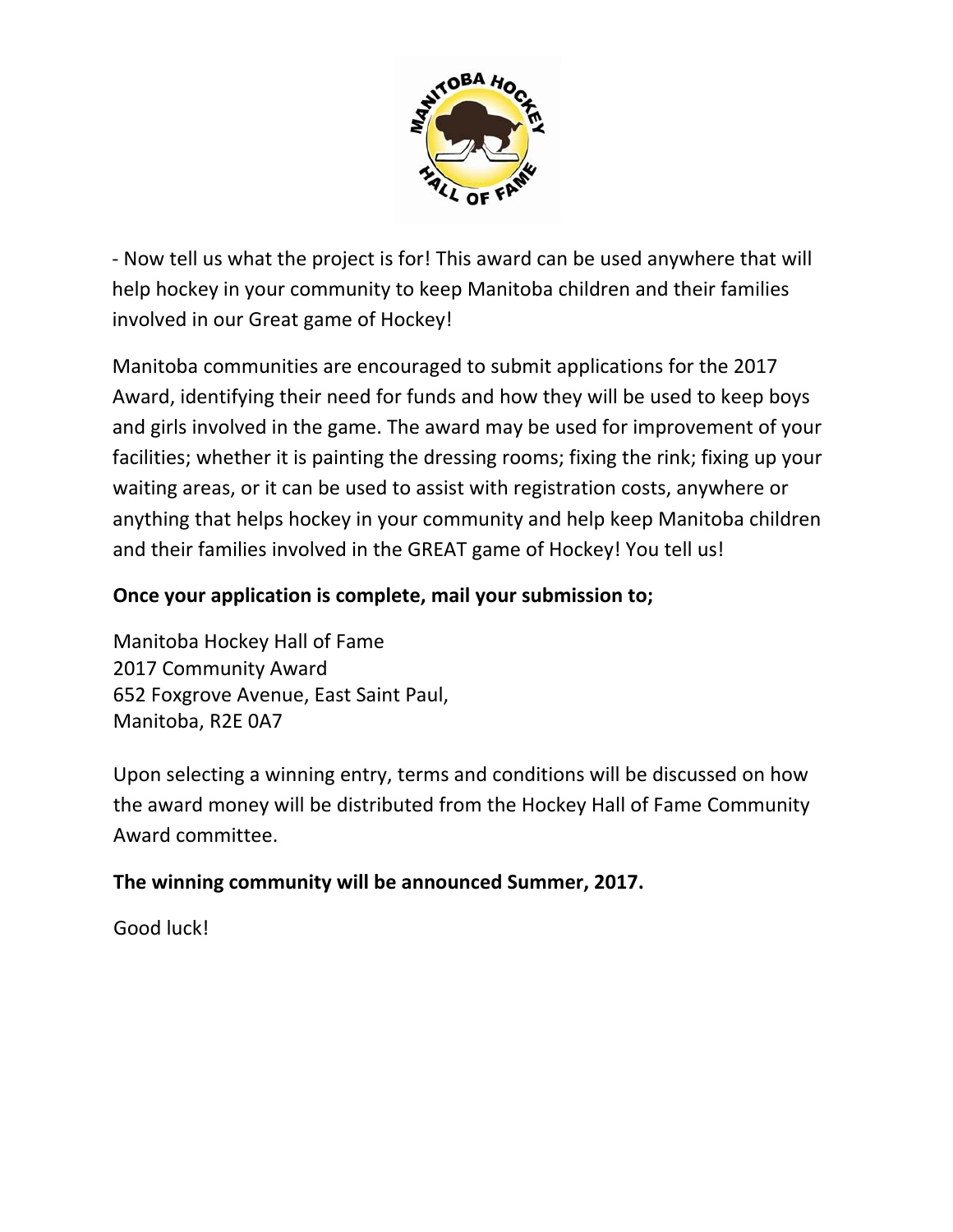- Now tell us what the project is for! This award can be used anywhere that will help hockey in your community to keep Manitoba children and their families involved in our Great game of Hockey!

Manitoba communities are encouraged to submit applications for the 2017 Award, identifying their need for funds and how they will be used to keep boys and girls involved in the game. The award may be used for improvement of your facilities; whether it is painting the dressing rooms; fixing the rink; fixing up your waiting areas, or it can be used to assist with registration costs, anywhere or anything that helps hockey in your community and help keep Manitoba children and their families involved in the GREAT game of Hockey! You tell us!

**Once your application is complete, mail your submission to;**

Manitoba Hockey Hall of Fame
2017 Community Award
652 Foxgrove Avenue, East Saint Paul,
Manitoba, R2E 0A7

Upon selecting a winning entry, terms and conditions will be discussed on how the award money will be distributed from the Hockey Hall of Fame Community Award committee.

**The winning community will be announced Summer, 2017.**

Good luck!